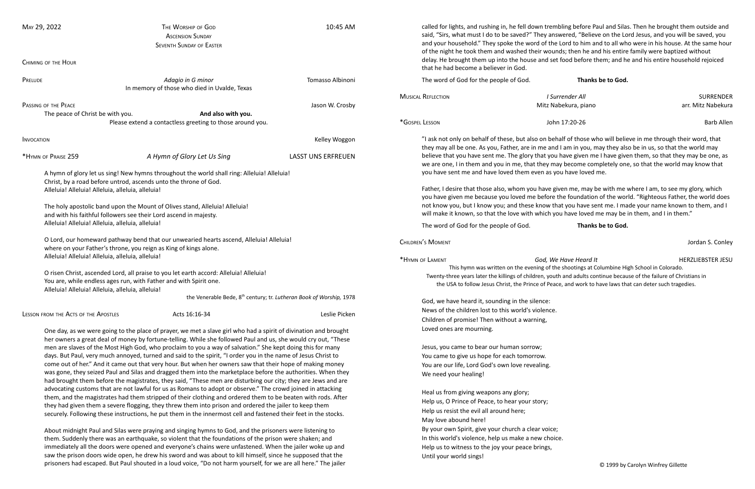May 29, 2022

# The Worship of God
## Ascension Sunday
## Seventh Sunday of Easter

10:45 AM

Chiming of the Hour

Prelude — *Adagio in G minor* — Tomasso Albinoni
In memory of those who died in Uvalde, Texas

Passing of the Peace — Jason W. Crosby

The peace of Christ be with you. **And also with you.**

Please extend a contactless greeting to those around you.

Invocation — Kelley Woggon

*Hymn of Praise 259 — *A Hymn of Glory Let Us Sing* — LASST UNS ERFREUEN

A hymn of glory let us sing! New hymns throughout the world shall ring: Alleluia! Alleluia!
Christ, by a road before untrod, ascends unto the throne of God.
Alleluia! Alleluia! Alleluia, alleluia, alleluia!

The holy apostolic band upon the Mount of Olives stand, Alleluia! Alleluia!
and with his faithful followers see their Lord ascend in majesty.
Alleluia! Alleluia! Alleluia, alleluia, alleluia!

O Lord, our homeward pathway bend that our unwearied hearts ascend, Alleluia! Alleluia!
where on your Father's throne, you reign as King of kings alone.
Alleluia! Alleluia! Alleluia, alleluia, alleluia!

O risen Christ, ascended Lord, all praise to you let earth accord: Alleluia! Alleluia!
You are, while endless ages run, with Father and with Spirit one.
Alleluia! Alleluia! Alleluia, alleluia, alleluia!

the Venerable Bede, 8th century; tr. *Lutheran Book of Worship,* 1978

Lesson from the Acts of the Apostles — Acts 16:16-34 — Leslie Picken

One day, as we were going to the place of prayer, we met a slave girl who had a spirit of divination and brought her owners a great deal of money by fortune-telling. While she followed Paul and us, she would cry out, "These men are slaves of the Most High God, who proclaim to you a way of salvation." She kept doing this for many days. But Paul, very much annoyed, turned and said to the spirit, "I order you in the name of Jesus Christ to come out of her." And it came out that very hour. But when her owners saw that their hope of making money was gone, they seized Paul and Silas and dragged them into the marketplace before the authorities. When they had brought them before the magistrates, they said, "These men are disturbing our city; they are Jews and are advocating customs that are not lawful for us as Romans to adopt or observe." The crowd joined in attacking them, and the magistrates had them stripped of their clothing and ordered them to be beaten with rods. After they had given them a severe flogging, they threw them into prison and ordered the jailer to keep them securely. Following these instructions, he put them in the innermost cell and fastened their feet in the stocks.

About midnight Paul and Silas were praying and singing hymns to God, and the prisoners were listening to them. Suddenly there was an earthquake, so violent that the foundations of the prison were shaken; and immediately all the doors were opened and everyone's chains were unfastened. When the jailer woke up and saw the prison doors wide open, he drew his sword and was about to kill himself, since he supposed that the prisoners had escaped. But Paul shouted in a loud voice, "Do not harm yourself, for we are all here." The jailer called for lights, and rushing in, he fell down trembling before Paul and Silas. Then he brought them outside and said, "Sirs, what must I do to be saved?" They answered, "Believe on the Lord Jesus, and you will be saved, you and your household." They spoke the word of the Lord to him and to all who were in his house. At the same hour of the night he took them and washed their wounds; then he and his entire family were baptized without delay. He brought them up into the house and set food before them; and he and his entire household rejoiced that he had become a believer in God.

The word of God for the people of God. **Thanks be to God.**

Musical Reflection — *I Surrender All* — SURRENDER
Mitz Nabekura, piano — arr. Mitz Nabekura

*Gospel Lesson — John 17:20-26 — Barb Allen

"I ask not only on behalf of these, but also on behalf of those who will believe in me through their word, that they may all be one. As you, Father, are in me and I am in you, may they also be in us, so that the world may believe that you have sent me. The glory that you have given me I have given them, so that they may be one, as we are one, I in them and you in me, that they may become completely one, so that the world may know that you have sent me and have loved them even as you have loved me.

Father, I desire that those also, whom you have given me, may be with me where I am, to see my glory, which you have given me because you loved me before the foundation of the world. "Righteous Father, the world does not know you, but I know you; and these know that you have sent me. I made your name known to them, and I will make it known, so that the love with which you have loved me may be in them, and I in them."

The word of God for the people of God. **Thanks be to God.**

Children's Moment — Jordan S. Conley

*Hymn of Lament — *God, We Have Heard It* — HERZLIEBSTER JESU

This hymn was written on the evening of the shootings at Columbine High School in Colorado. Twenty-three years later the killings of children, youth and adults continue because of the failure of Christians in the USA to follow Jesus Christ, the Prince of Peace, and work to have laws that can deter such tragedies.

God, we have heard it, sounding in the silence:
News of the children lost to this world's violence.
Children of promise! Then without a warning,
Loved ones are mourning.

Jesus, you came to bear our human sorrow;
You came to give us hope for each tomorrow.
You are our life, Lord God's own love revealing.
We need your healing!

Heal us from giving weapons any glory;
Help us, O Prince of Peace, to hear your story;
Help us resist the evil all around here;
May love abound here!
By your own Spirit, give your church a clear voice;
In this world's violence, help us make a new choice.
Help us to witness to the joy your peace brings,
Until your world sings!

© 1999 by Carolyn Winfrey Gillette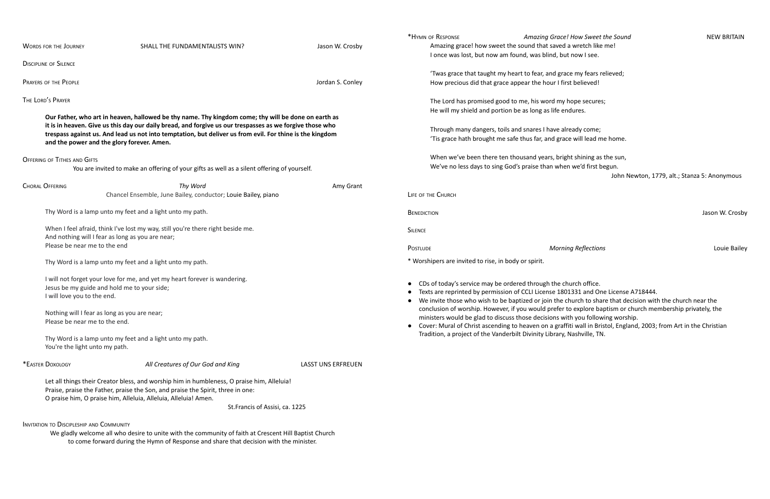Words for the Journey — SHALL THE FUNDAMENTALISTS WIN? — Jason W. Crosby

Discipline of Silence

Prayers of the People — Jordan S. Conley

The Lord's Prayer

**Our Father, who art in heaven, hallowed be thy name. Thy kingdom come; thy will be done on earth as it is in heaven. Give us this day our daily bread, and forgive us our trespasses as we forgive those who trespass against us. And lead us not into temptation, but deliver us from evil. For thine is the kingdom and the power and the glory forever. Amen.**

Offering of Tithes and Gifts

You are invited to make an offering of your gifts as well as a silent offering of yourself.

Choral Offering — *Thy Word* — Amy Grant

Chancel Ensemble, June Bailey, conductor; Louie Bailey, piano

Thy Word is a lamp unto my feet and a light unto my path.

When I feel afraid, think I've lost my way, still you're there right beside me.
And nothing will I fear as long as you are near;
Please be near me to the end

Thy Word is a lamp unto my feet and a light unto my path.

I will not forget your love for me, and yet my heart forever is wandering.
Jesus be my guide and hold me to your side;
I will love you to the end.

Nothing will I fear as long as you are near;
Please be near me to the end.

Thy Word is a lamp unto my feet and a light unto my path.
You're the light unto my path.

*Easter Doxology — *All Creatures of Our God and King* — LASST UNS ERFREUEN

Let all things their Creator bless, and worship him in humbleness, O praise him, Alleluia!
Praise, praise the Father, praise the Son, and praise the Spirit, three in one:
O praise him, O praise him, Alleluia, Alleluia, Alleluia! Amen.

St.Francis of Assisi, ca. 1225

Invitation to Discipleship and Community

We gladly welcome all who desire to unite with the community of faith at Crescent Hill Baptist Church to come forward during the Hymn of Response and share that decision with the minister.

*Hymn of Response — *Amazing Grace! How Sweet the Sound* — NEW BRITAIN

Amazing grace! how sweet the sound that saved a wretch like me!
I once was lost, but now am found, was blind, but now I see.

'Twas grace that taught my heart to fear, and grace my fears relieved;
How precious did that grace appear the hour I first believed!

The Lord has promised good to me, his word my hope secures;
He will my shield and portion be as long as life endures.

Through many dangers, toils and snares I have already come;
'Tis grace hath brought me safe thus far, and grace will lead me home.

When we've been there ten thousand years, bright shining as the sun,
We've no less days to sing God's praise than when we'd first begun.

John Newton, 1779, alt.; Stanza 5: Anonymous

Life of the Church

Benediction — Jason W. Crosby

Silence

Postlude — *Morning Reflections* — Louie Bailey

* Worshipers are invited to rise, in body or spirit.

- CDs of today's service may be ordered through the church office.
- Texts are reprinted by permission of CCLI License 1801331 and One License A718444.
- We invite those who wish to be baptized or join the church to share that decision with the church near the conclusion of worship. However, if you would prefer to explore baptism or church membership privately, the ministers would be glad to discuss those decisions with you following worship.
- Cover: Mural of Christ ascending to heaven on a graffiti wall in Bristol, England, 2003; from Art in the Christian Tradition, a project of the Vanderbilt Divinity Library, Nashville, TN.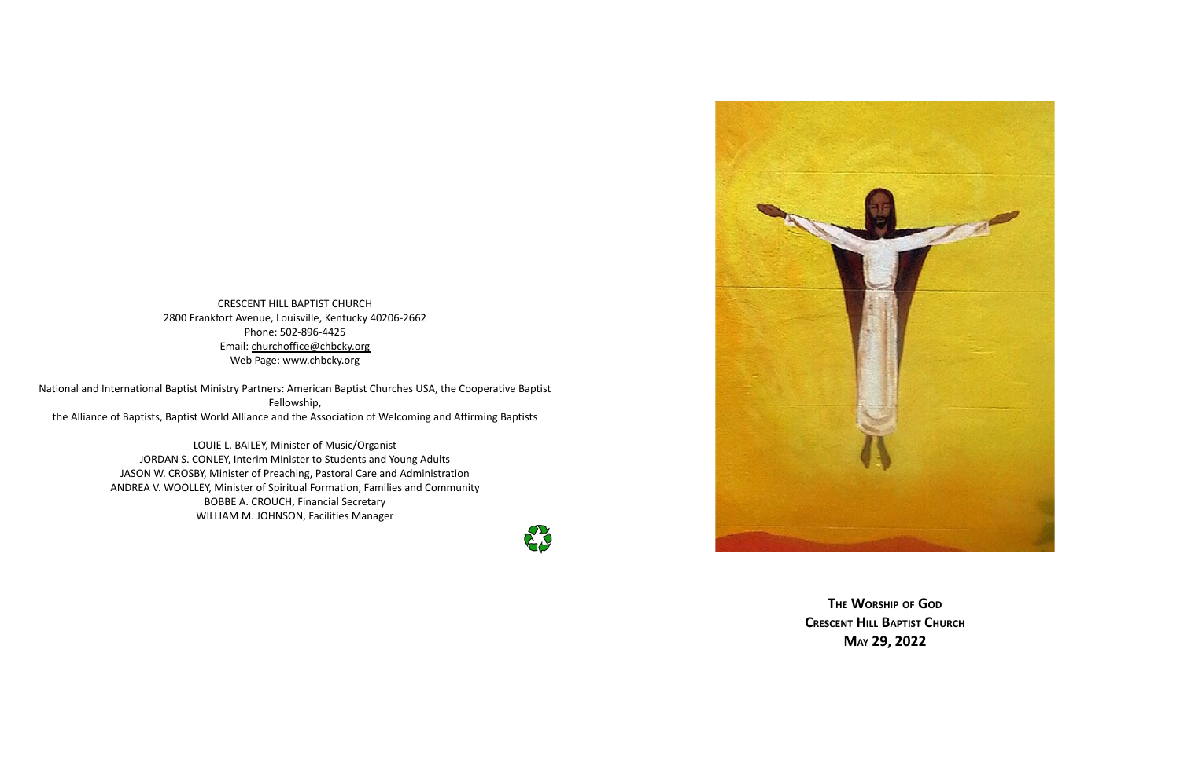CRESCENT HILL BAPTIST CHURCH
2800 Frankfort Avenue, Louisville, Kentucky 40206-2662
Phone: 502-896-4425
Email: churchoffice@chbcky.org
Web Page: www.chbcky.org

National and International Baptist Ministry Partners: American Baptist Churches USA, the Cooperative Baptist Fellowship,
the Alliance of Baptists, Baptist World Alliance and the Association of Welcoming and Affirming Baptists

LOUIE L. BAILEY, Minister of Music/Organist
JORDAN S. CONLEY, Interim Minister to Students and Young Adults
JASON W. CROSBY, Minister of Preaching, Pastoral Care and Administration
ANDREA V. WOOLLEY, Minister of Spiritual Formation, Families and Community
BOBBE A. CROUCH, Financial Secretary
WILLIAM M. JOHNSON, Facilities Manager

**THE WORSHIP OF GOD**
**CRESCENT HILL BAPTIST CHURCH**
**MAY 29, 2022**